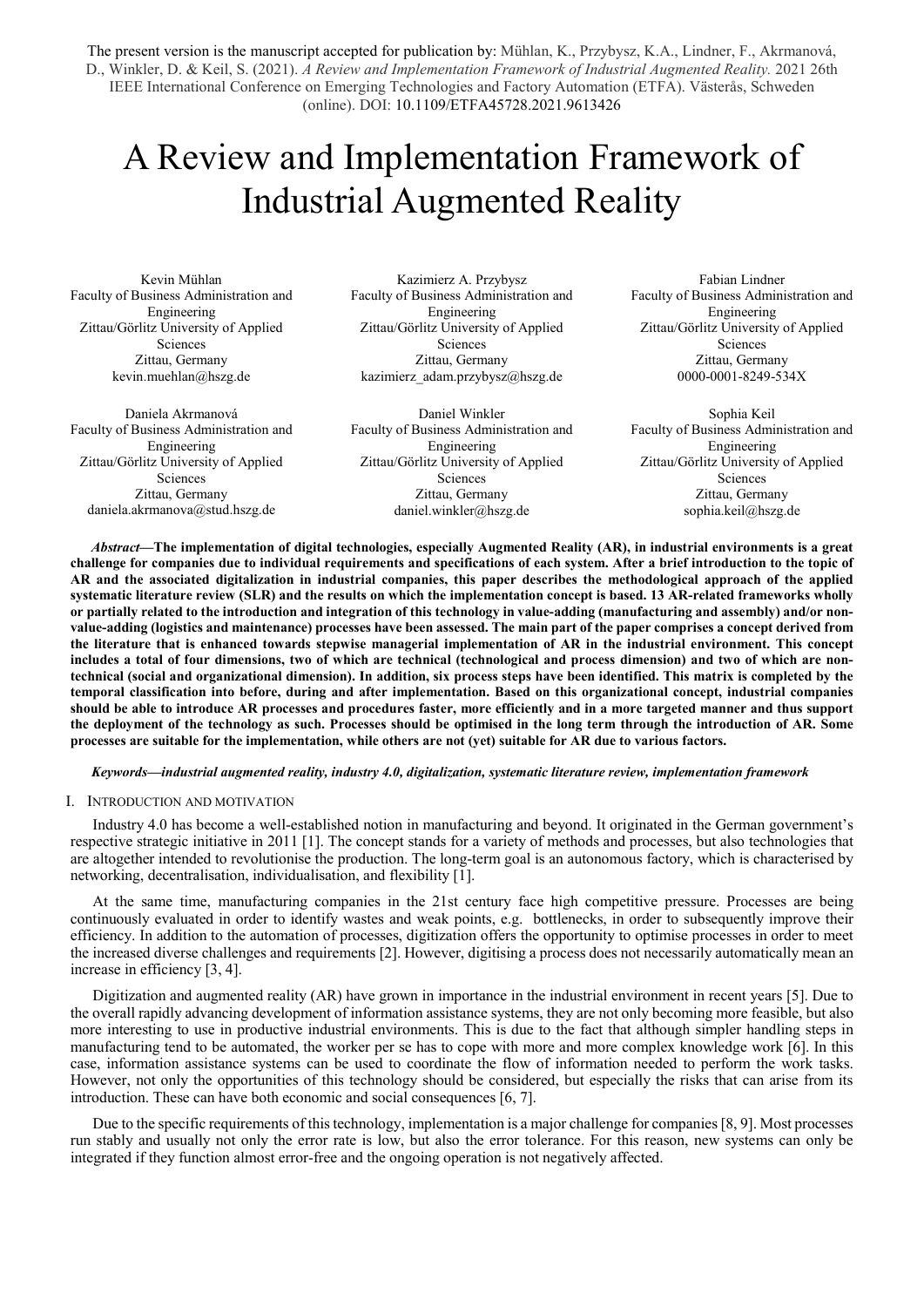The present version is the manuscript accepted for publication by: Mühlan, K., Przybysz, K.A., Lindner, F., Akrmanová, D., Winkler, D. & Keil, S. (2021). *A Review and Implementation Framework of Industrial Augmented Reality.* 2021 26th IEEE International Conference on Emerging Technologies and Factory Automation (ETFA). Västerås, Schweden (online). DOI: 10.1109/ETFA45728.2021.9613426

# A Review and Implementation Framework of Industrial Augmented Reality

Kevin Mühlan
Faculty of Business Administration and Engineering
Zittau/Görlitz University of Applied Sciences
Zittau, Germany
kevin.muehlan@hszg.de

Kazimierz A. Przybysz
Faculty of Business Administration and Engineering
Zittau/Görlitz University of Applied Sciences
Zittau, Germany
kazimierz_adam.przybysz@hszg.de

Fabian Lindner
Faculty of Business Administration and Engineering
Zittau/Görlitz University of Applied Sciences
Zittau, Germany
0000-0001-8249-534X

Daniela Akrmanová
Faculty of Business Administration and Engineering
Zittau/Görlitz University of Applied Sciences
Zittau, Germany
daniela.akrmanova@stud.hszg.de

Daniel Winkler
Faculty of Business Administration and Engineering
Zittau/Görlitz University of Applied Sciences
Zittau, Germany
daniel.winkler@hszg.de

Sophia Keil
Faculty of Business Administration and Engineering
Zittau/Görlitz University of Applied Sciences
Zittau, Germany
sophia.keil@hszg.de

***Abstract*—The implementation of digital technologies, especially Augmented Reality (AR), in industrial environments is a great challenge for companies due to individual requirements and specifications of each system. After a brief introduction to the topic of AR and the associated digitalization in industrial companies, this paper describes the methodological approach of the applied systematic literature review (SLR) and the results on which the implementation concept is based. 13 AR-related frameworks wholly or partially related to the introduction and integration of this technology in value-adding (manufacturing and assembly) and/or non-value-adding (logistics and maintenance) processes have been assessed. The main part of the paper comprises a concept derived from the literature that is enhanced towards stepwise managerial implementation of AR in the industrial environment. This concept includes a total of four dimensions, two of which are technical (technological and process dimension) and two of which are non-technical (social and organizational dimension). In addition, six process steps have been identified. This matrix is completed by the temporal classification into before, during and after implementation. Based on this organizational concept, industrial companies should be able to introduce AR processes and procedures faster, more efficiently and in a more targeted manner and thus support the deployment of the technology as such. Processes should be optimised in the long term through the introduction of AR. Some processes are suitable for the implementation, while others are not (yet) suitable for AR due to various factors.**

***Keywords—industrial augmented reality, industry 4.0, digitalization, systematic literature review, implementation framework***

## I. Introduction and Motivation

Industry 4.0 has become a well-established notion in manufacturing and beyond. It originated in the German government's respective strategic initiative in 2011 [1]. The concept stands for a variety of methods and processes, but also technologies that are altogether intended to revolutionise the production. The long-term goal is an autonomous factory, which is characterised by networking, decentralisation, individualisation, and flexibility [1].

At the same time, manufacturing companies in the 21st century face high competitive pressure. Processes are being continuously evaluated in order to identify wastes and weak points, e.g. bottlenecks, in order to subsequently improve their efficiency. In addition to the automation of processes, digitization offers the opportunity to optimise processes in order to meet the increased diverse challenges and requirements [2]. However, digitising a process does not necessarily automatically mean an increase in efficiency [3, 4].

Digitization and augmented reality (AR) have grown in importance in the industrial environment in recent years [5]. Due to the overall rapidly advancing development of information assistance systems, they are not only becoming more feasible, but also more interesting to use in productive industrial environments. This is due to the fact that although simpler handling steps in manufacturing tend to be automated, the worker per se has to cope with more and more complex knowledge work [6]. In this case, information assistance systems can be used to coordinate the flow of information needed to perform the work tasks. However, not only the opportunities of this technology should be considered, but especially the risks that can arise from its introduction. These can have both economic and social consequences [6, 7].

Due to the specific requirements of this technology, implementation is a major challenge for companies [8, 9]. Most processes run stably and usually not only the error rate is low, but also the error tolerance. For this reason, new systems can only be integrated if they function almost error-free and the ongoing operation is not negatively affected.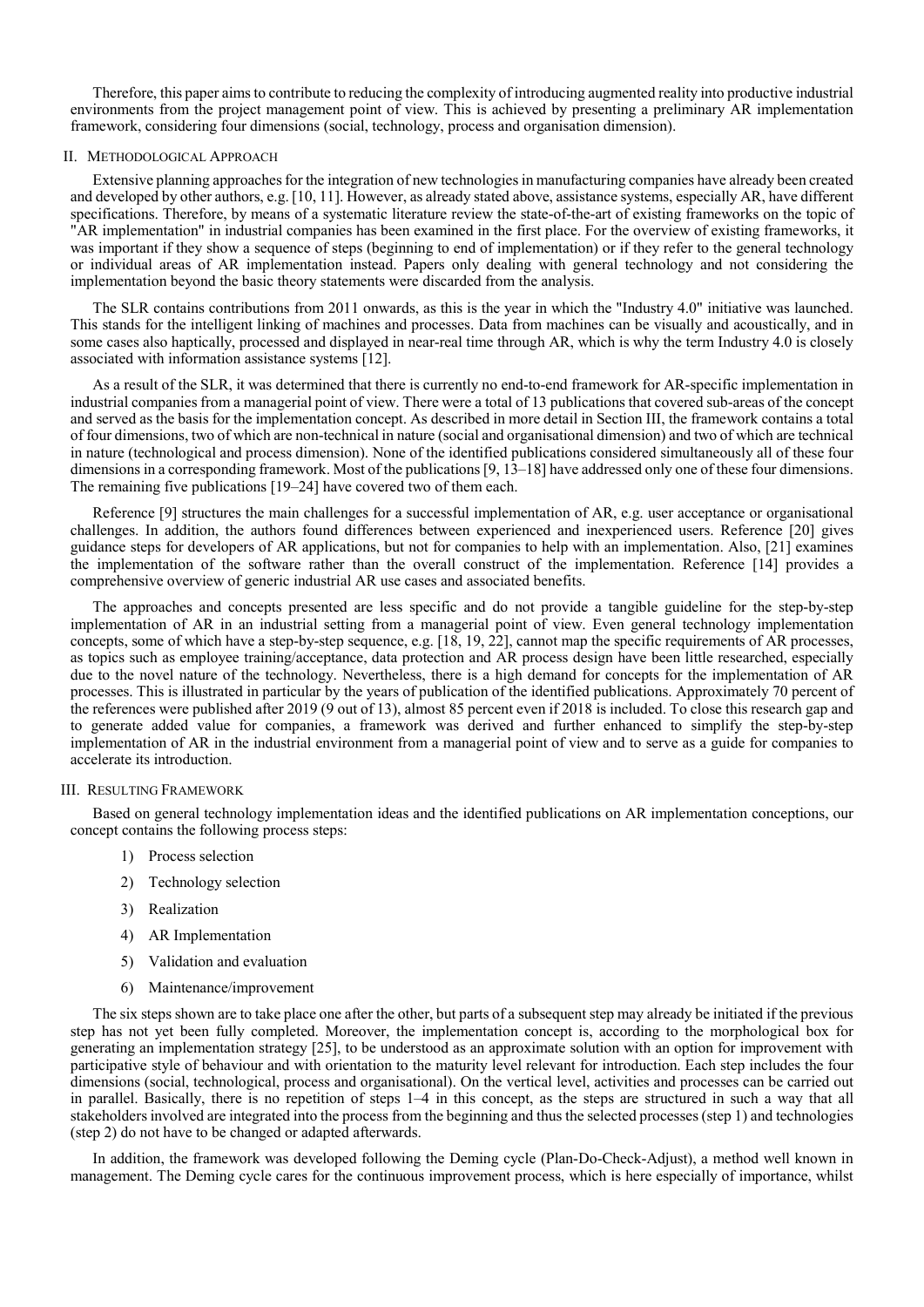Therefore, this paper aims to contribute to reducing the complexity of introducing augmented reality into productive industrial environments from the project management point of view. This is achieved by presenting a preliminary AR implementation framework, considering four dimensions (social, technology, process and organisation dimension).

## II. Methodological Approach

Extensive planning approaches for the integration of new technologies in manufacturing companies have already been created and developed by other authors, e.g. [10, 11]. However, as already stated above, assistance systems, especially AR, have different specifications. Therefore, by means of a systematic literature review the state-of-the-art of existing frameworks on the topic of "AR implementation" in industrial companies has been examined in the first place. For the overview of existing frameworks, it was important if they show a sequence of steps (beginning to end of implementation) or if they refer to the general technology or individual areas of AR implementation instead. Papers only dealing with general technology and not considering the implementation beyond the basic theory statements were discarded from the analysis.

The SLR contains contributions from 2011 onwards, as this is the year in which the "Industry 4.0" initiative was launched. This stands for the intelligent linking of machines and processes. Data from machines can be visually and acoustically, and in some cases also haptically, processed and displayed in near-real time through AR, which is why the term Industry 4.0 is closely associated with information assistance systems [12].

As a result of the SLR, it was determined that there is currently no end-to-end framework for AR-specific implementation in industrial companies from a managerial point of view. There were a total of 13 publications that covered sub-areas of the concept and served as the basis for the implementation concept. As described in more detail in Section III, the framework contains a total of four dimensions, two of which are non-technical in nature (social and organisational dimension) and two of which are technical in nature (technological and process dimension). None of the identified publications considered simultaneously all of these four dimensions in a corresponding framework. Most of the publications [9, 13–18] have addressed only one of these four dimensions. The remaining five publications [19–24] have covered two of them each.

Reference [9] structures the main challenges for a successful implementation of AR, e.g. user acceptance or organisational challenges. In addition, the authors found differences between experienced and inexperienced users. Reference [20] gives guidance steps for developers of AR applications, but not for companies to help with an implementation. Also, [21] examines the implementation of the software rather than the overall construct of the implementation. Reference [14] provides a comprehensive overview of generic industrial AR use cases and associated benefits.

The approaches and concepts presented are less specific and do not provide a tangible guideline for the step-by-step implementation of AR in an industrial setting from a managerial point of view. Even general technology implementation concepts, some of which have a step-by-step sequence, e.g. [18, 19, 22], cannot map the specific requirements of AR processes, as topics such as employee training/acceptance, data protection and AR process design have been little researched, especially due to the novel nature of the technology. Nevertheless, there is a high demand for concepts for the implementation of AR processes. This is illustrated in particular by the years of publication of the identified publications. Approximately 70 percent of the references were published after 2019 (9 out of 13), almost 85 percent even if 2018 is included. To close this research gap and to generate added value for companies, a framework was derived and further enhanced to simplify the step-by-step implementation of AR in the industrial environment from a managerial point of view and to serve as a guide for companies to accelerate its introduction.

## III. Resulting Framework

Based on general technology implementation ideas and the identified publications on AR implementation conceptions, our concept contains the following process steps:

1) Process selection
2) Technology selection
3) Realization
4) AR Implementation
5) Validation and evaluation
6) Maintenance/improvement

The six steps shown are to take place one after the other, but parts of a subsequent step may already be initiated if the previous step has not yet been fully completed. Moreover, the implementation concept is, according to the morphological box for generating an implementation strategy [25], to be understood as an approximate solution with an option for improvement with participative style of behaviour and with orientation to the maturity level relevant for introduction. Each step includes the four dimensions (social, technological, process and organisational). On the vertical level, activities and processes can be carried out in parallel. Basically, there is no repetition of steps 1–4 in this concept, as the steps are structured in such a way that all stakeholders involved are integrated into the process from the beginning and thus the selected processes (step 1) and technologies (step 2) do not have to be changed or adapted afterwards.

In addition, the framework was developed following the Deming cycle (Plan-Do-Check-Adjust), a method well known in management. The Deming cycle cares for the continuous improvement process, which is here especially of importance, whilst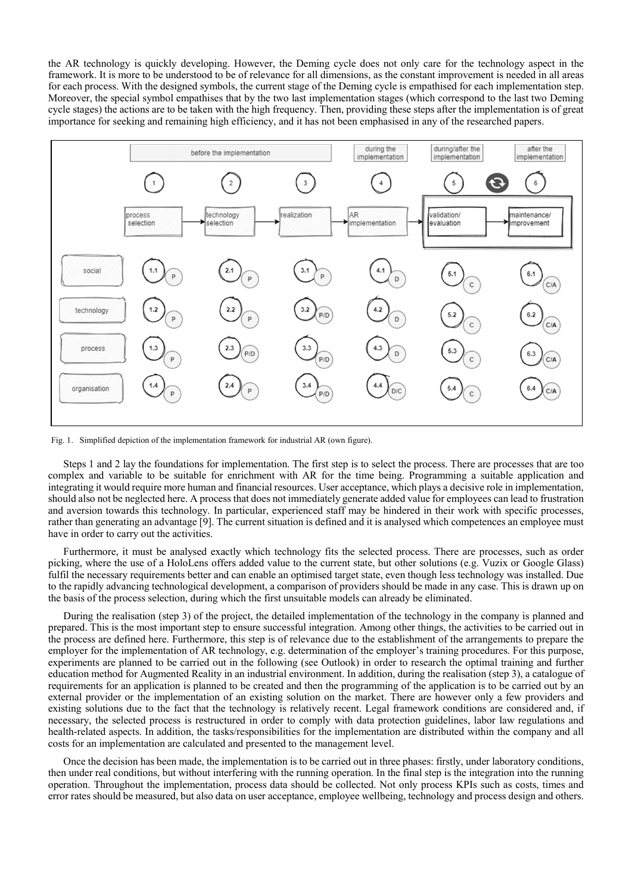the AR technology is quickly developing. However, the Deming cycle does not only care for the technology aspect in the framework. It is more to be understood to be of relevance for all dimensions, as the constant improvement is needed in all areas for each process. With the designed symbols, the current stage of the Deming cycle is empathised for each implementation step. Moreover, the special symbol empathises that by the two last implementation stages (which correspond to the last two Deming cycle stages) the actions are to be taken with the high frequency. Then, providing these steps after the implementation is of great importance for seeking and remaining high efficiency, and it has not been emphasised in any of the researched papers.

Fig. 1. Simplified depiction of the implementation framework for industrial AR (own figure).

Steps 1 and 2 lay the foundations for implementation. The first step is to select the process. There are processes that are too complex and variable to be suitable for enrichment with AR for the time being. Programming a suitable application and integrating it would require more human and financial resources. User acceptance, which plays a decisive role in implementation, should also not be neglected here. A process that does not immediately generate added value for employees can lead to frustration and aversion towards this technology. In particular, experienced staff may be hindered in their work with specific processes, rather than generating an advantage [9]. The current situation is defined and it is analysed which competences an employee must have in order to carry out the activities.

Furthermore, it must be analysed exactly which technology fits the selected process. There are processes, such as order picking, where the use of a HoloLens offers added value to the current state, but other solutions (e.g. Vuzix or Google Glass) fulfil the necessary requirements better and can enable an optimised target state, even though less technology was installed. Due to the rapidly advancing technological development, a comparison of providers should be made in any case. This is drawn up on the basis of the process selection, during which the first unsuitable models can already be eliminated.

During the realisation (step 3) of the project, the detailed implementation of the technology in the company is planned and prepared. This is the most important step to ensure successful integration. Among other things, the activities to be carried out in the process are defined here. Furthermore, this step is of relevance due to the establishment of the arrangements to prepare the employer for the implementation of AR technology, e.g. determination of the employer's training procedures. For this purpose, experiments are planned to be carried out in the following (see Outlook) in order to research the optimal training and further education method for Augmented Reality in an industrial environment. In addition, during the realisation (step 3), a catalogue of requirements for an application is planned to be created and then the programming of the application is to be carried out by an external provider or the implementation of an existing solution on the market. There are however only a few providers and existing solutions due to the fact that the technology is relatively recent. Legal framework conditions are considered and, if necessary, the selected process is restructured in order to comply with data protection guidelines, labor law regulations and health-related aspects. In addition, the tasks/responsibilities for the implementation are distributed within the company and all costs for an implementation are calculated and presented to the management level.

Once the decision has been made, the implementation is to be carried out in three phases: firstly, under laboratory conditions, then under real conditions, but without interfering with the running operation. In the final step is the integration into the running operation. Throughout the implementation, process data should be collected. Not only process KPIs such as costs, times and error rates should be measured, but also data on user acceptance, employee wellbeing, technology and process design and others.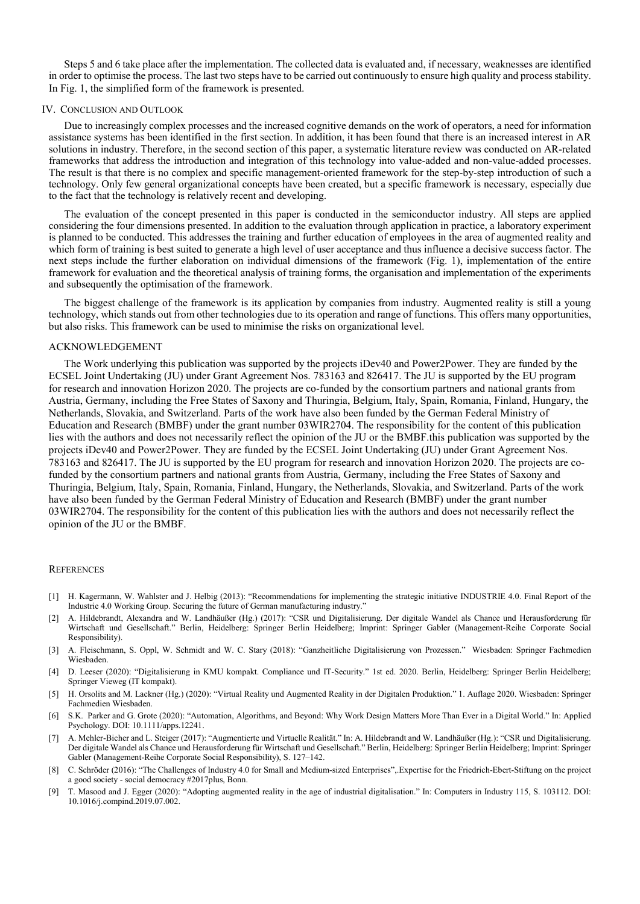Steps 5 and 6 take place after the implementation. The collected data is evaluated and, if necessary, weaknesses are identified in order to optimise the process. The last two steps have to be carried out continuously to ensure high quality and process stability. In Fig. 1, the simplified form of the framework is presented.

## IV. Conclusion and Outlook

Due to increasingly complex processes and the increased cognitive demands on the work of operators, a need for information assistance systems has been identified in the first section. In addition, it has been found that there is an increased interest in AR solutions in industry. Therefore, in the second section of this paper, a systematic literature review was conducted on AR-related frameworks that address the introduction and integration of this technology into value-added and non-value-added processes. The result is that there is no complex and specific management-oriented framework for the step-by-step introduction of such a technology. Only few general organizational concepts have been created, but a specific framework is necessary, especially due to the fact that the technology is relatively recent and developing.

The evaluation of the concept presented in this paper is conducted in the semiconductor industry. All steps are applied considering the four dimensions presented. In addition to the evaluation through application in practice, a laboratory experiment is planned to be conducted. This addresses the training and further education of employees in the area of augmented reality and which form of training is best suited to generate a high level of user acceptance and thus influence a decisive success factor. The next steps include the further elaboration on individual dimensions of the framework (Fig. 1), implementation of the entire framework for evaluation and the theoretical analysis of training forms, the organisation and implementation of the experiments and subsequently the optimisation of the framework.

The biggest challenge of the framework is its application by companies from industry. Augmented reality is still a young technology, which stands out from other technologies due to its operation and range of functions. This offers many opportunities, but also risks. This framework can be used to minimise the risks on organizational level.

## Acknowledgement

The Work underlying this publication was supported by the projects iDev40 and Power2Power. They are funded by the ECSEL Joint Undertaking (JU) under Grant Agreement Nos. 783163 and 826417. The JU is supported by the EU program for research and innovation Horizon 2020. The projects are co-funded by the consortium partners and national grants from Austria, Germany, including the Free States of Saxony and Thuringia, Belgium, Italy, Spain, Romania, Finland, Hungary, the Netherlands, Slovakia, and Switzerland. Parts of the work have also been funded by the German Federal Ministry of Education and Research (BMBF) under the grant number 03WIR2704. The responsibility for the content of this publication lies with the authors and does not necessarily reflect the opinion of the JU or the BMBF.this publication was supported by the projects iDev40 and Power2Power. They are funded by the ECSEL Joint Undertaking (JU) under Grant Agreement Nos. 783163 and 826417. The JU is supported by the EU program for research and innovation Horizon 2020. The projects are co-funded by the consortium partners and national grants from Austria, Germany, including the Free States of Saxony and Thuringia, Belgium, Italy, Spain, Romania, Finland, Hungary, the Netherlands, Slovakia, and Switzerland. Parts of the work have also been funded by the German Federal Ministry of Education and Research (BMBF) under the grant number 03WIR2704. The responsibility for the content of this publication lies with the authors and does not necessarily reflect the opinion of the JU or the BMBF.

## References

[1] H. Kagermann, W. Wahlster and J. Helbig (2013): "Recommendations for implementing the strategic initiative INDUSTRIE 4.0. Final Report of the Industrie 4.0 Working Group. Securing the future of German manufacturing industry."

[2] A. Hildebrandt, Alexandra and W. Landhäußer (Hg.) (2017): "CSR und Digitalisierung. Der digitale Wandel als Chance und Herausforderung für Wirtschaft und Gesellschaft." Berlin, Heidelberg: Springer Berlin Heidelberg; Imprint: Springer Gabler (Management-Reihe Corporate Social Responsibility).

[3] A. Fleischmann, S. Oppl, W. Schmidt and W. C. Stary (2018): "Ganzheitliche Digitalisierung von Prozessen." Wiesbaden: Springer Fachmedien Wiesbaden.

[4] D. Leeser (2020): "Digitalisierung in KMU kompakt. Compliance und IT-Security." 1st ed. 2020. Berlin, Heidelberg: Springer Berlin Heidelberg; Springer Vieweg (IT kompakt).

[5] H. Orsolits and M. Lackner (Hg.) (2020): "Virtual Reality und Augmented Reality in der Digitalen Produktion." 1. Auflage 2020. Wiesbaden: Springer Fachmedien Wiesbaden.

[6] S.K. Parker and G. Grote (2020): "Automation, Algorithms, and Beyond: Why Work Design Matters More Than Ever in a Digital World." In: Applied Psychology. DOI: 10.1111/apps.12241.

[7] A. Mehler-Bicher and L. Steiger (2017): "Augmentierte und Virtuelle Realität." In: A. Hildebrandt and W. Landhäußer (Hg.): "CSR und Digitalisierung. Der digitale Wandel als Chance und Herausforderung für Wirtschaft und Gesellschaft." Berlin, Heidelberg: Springer Berlin Heidelberg; Imprint: Springer Gabler (Management-Reihe Corporate Social Responsibility), S. 127–142.

[8] C. Schröder (2016): "The Challenges of Industry 4.0 for Small and Medium-sized Enterprises",.Expertise for the Friedrich-Ebert-Stiftung on the project a good society - social democracy #2017plus, Bonn.

[9] T. Masood and J. Egger (2020): "Adopting augmented reality in the age of industrial digitalisation." In: Computers in Industry 115, S. 103112. DOI: 10.1016/j.compind.2019.07.002.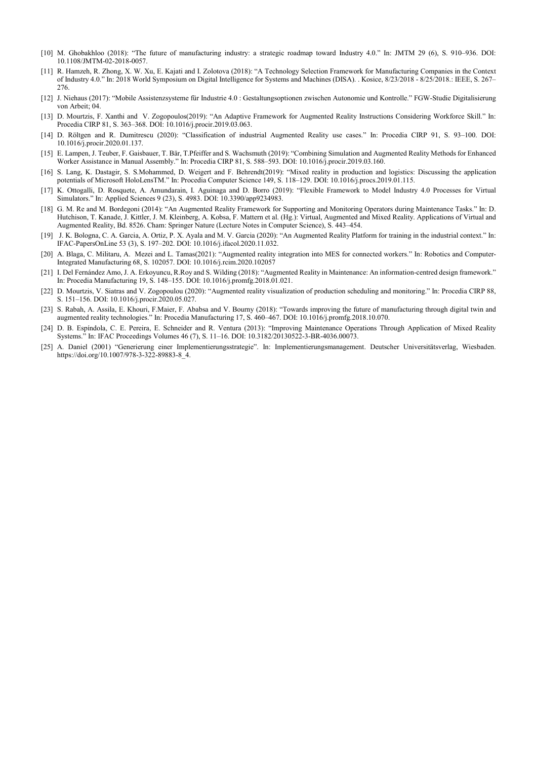[10] M. Ghobakhloo (2018): "The future of manufacturing industry: a strategic roadmap toward Industry 4.0." In: JMTM 29 (6), S. 910–936. DOI: 10.1108/JMTM-02-2018-0057.

[11] R. Hamzeh, R. Zhong, X. W. Xu, E. Kajati and I. Zolotova (2018): "A Technology Selection Framework for Manufacturing Companies in the Context of Industry 4.0." In: 2018 World Symposium on Digital Intelligence for Systems and Machines (DISA). . Kosice, 8/23/2018 - 8/25/2018.: IEEE, S. 267–276.

[12] J. Niehaus (2017): "Mobile Assistenzsysteme für Industrie 4.0 : Gestaltungsoptionen zwischen Autonomie und Kontrolle." FGW-Studie Digitalisierung von Arbeit; 04.

[13] D. Mourtzis, F. Xanthi and V. Zogopoulos(2019): "An Adaptive Framework for Augmented Reality Instructions Considering Workforce Skill." In: Procedia CIRP 81, S. 363–368. DOI: 10.1016/j.procir.2019.03.063.

[14] D. Röltgen and R. Dumitrescu (2020): "Classification of industrial Augmented Reality use cases." In: Procedia CIRP 91, S. 93–100. DOI: 10.1016/j.procir.2020.01.137.

[15] E. Lampen, J. Teuber, F. Gaisbauer, T. Bär, T.Pfeiffer and S. Wachsmuth (2019): "Combining Simulation and Augmented Reality Methods for Enhanced Worker Assistance in Manual Assembly." In: Procedia CIRP 81, S. 588–593. DOI: 10.1016/j.procir.2019.03.160.

[16] S. Lang, K. Dastagir, S. S.Mohammed, D. Weigert and F. Behrendt(2019): "Mixed reality in production and logistics: Discussing the application potentials of Microsoft HoloLensTM." In: Procedia Computer Science 149, S. 118–129. DOI: 10.1016/j.procs.2019.01.115.

[17] K. Ottogalli, D. Rosquete, A. Amundarain, I. Aguinaga and D. Borro (2019): "Flexible Framework to Model Industry 4.0 Processes for Virtual Simulators." In: Applied Sciences 9 (23), S. 4983. DOI: 10.3390/app9234983.

[18] G. M. Re and M. Bordegoni (2014): "An Augmented Reality Framework for Supporting and Monitoring Operators during Maintenance Tasks." In: D. Hutchison, T. Kanade, J. Kittler, J. M. Kleinberg, A. Kobsa, F. Mattern et al. (Hg.): Virtual, Augmented and Mixed Reality. Applications of Virtual and Augmented Reality, Bd. 8526. Cham: Springer Nature (Lecture Notes in Computer Science), S. 443–454.

[19] J. K. Bologna, C. A. Garcia, A. Ortiz, P. X. Ayala and M. V. Garcia (2020): "An Augmented Reality Platform for training in the industrial context." In: IFAC-PapersOnLine 53 (3), S. 197–202. DOI: 10.1016/j.ifacol.2020.11.032.

[20] A. Blaga, C. Militaru, A. Mezei and L. Tamas(2021): "Augmented reality integration into MES for connected workers." In: Robotics and Computer-Integrated Manufacturing 68, S. 102057. DOI: 10.1016/j.rcim.2020.102057

[21] I. Del Fernández Amo, J. A. Erkoyuncu, R.Roy and S. Wilding (2018): "Augmented Reality in Maintenance: An information-centred design framework." In: Procedia Manufacturing 19, S. 148–155. DOI: 10.1016/j.promfg.2018.01.021.

[22] D. Mourtzis, V. Siatras and V. Zogopoulou (2020): "Augmented reality visualization of production scheduling and monitoring." In: Procedia CIRP 88, S. 151–156. DOI: 10.1016/j.procir.2020.05.027.

[23] S. Rabah, A. Assila, E. Khouri, F.Maier, F. Ababsa and V. Bourny (2018): "Towards improving the future of manufacturing through digital twin and augmented reality technologies." In: Procedia Manufacturing 17, S. 460–467. DOI: 10.1016/j.promfg.2018.10.070.

[24] D. B. Espíndola, C. E. Pereira, E. Schneider and R. Ventura (2013): "Improving Maintenance Operations Through Application of Mixed Reality Systems." In: IFAC Proceedings Volumes 46 (7), S. 11–16. DOI: 10.3182/20130522-3-BR-4036.00073.

[25] A. Daniel (2001) "Generierung einer Implementierungsstrategie". In: Implementierungsmanagement. Deutscher Universitätsverlag, Wiesbaden. https://doi.org/10.1007/978-3-322-89883-8_4.